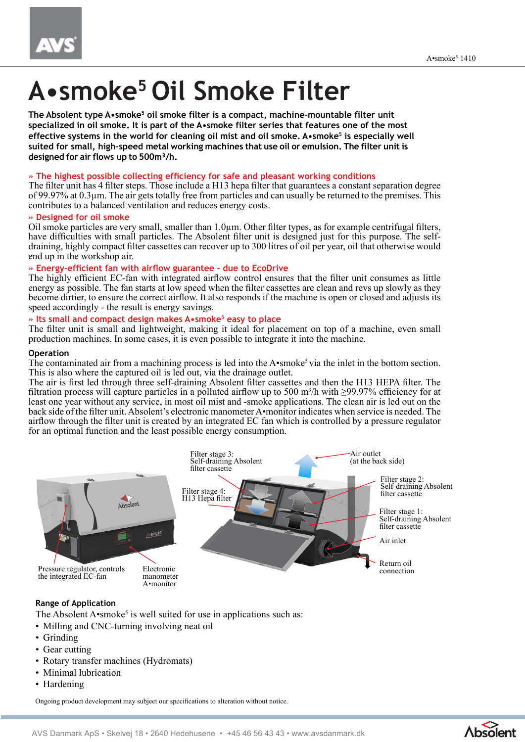# A•smoke[5] Oil Smoke Filter

**The Absolent type A•smoke[5] oil smoke filter is a compact, machine-mountable filter unit specialized in oil smoke. It is part of the A•smoke filter series that features one of the most effective systems in the world for cleaning oil mist and oil smoke. A•smoke[5] is especially well suited for small, high-speed metal working machines that use oil or emulsion. The filter unit is designed for air flows up to 500m³/h.**

### » The highest possible collecting efficiency for safe and pleasant working conditions

The filter unit has 4 filter steps. Those include a H13 hepa filter that guarantees a constant separation degree of 99.97% at 0.3µm. The air gets totally free from particles and can usually be returned to the premises. This contributes to a balanced ventilation and reduces energy costs.

### » Designed for oil smoke

Oil smoke particles are very small, smaller than 1.0µm. Other filter types, as for example centrifugal filters, have difficulties with small particles. The Absolent filter unit is designed just for this purpose. The self-draining, highly compact filter cassettes can recover up to 300 litres of oil per year, oil that otherwise would end up in the workshop air.

### » Energy-efficient fan with airflow guarantee - due to EcoDrive

The highly efficient EC-fan with integrated airflow control ensures that the filter unit consumes as little energy as possible. The fan starts at low speed when the filter cassettes are clean and revs up slowly as they become dirtier, to ensure the correct airflow. It also responds if the machine is open or closed and adjusts its speed accordingly - the result is energy savings.

### » Its small and compact design makes A•smoke[5] easy to place

The filter unit is small and lightweight, making it ideal for placement on top of a machine, even small production machines. In some cases, it is even possible to integrate it into the machine.

### Operation

The contaminated air from a machining process is led into the A•smoke[5] via the inlet in the bottom section. This is also where the captured oil is led out, via the drainage outlet.
The air is first led through three self-draining Absolent filter cassettes and then the H13 HEPA filter. The filtration process will capture particles in a polluted airflow up to 500 m³/h with ≥99.97% efficiency for at least one year without any service, in most oil mist and -smoke applications. The clean air is led out on the back side of the filter unit. Absolent's electronic manometer A•monitor indicates when service is needed. The airflow through the filter unit is created by an integrated EC fan which is controlled by a pressure regulator for an optimal function and the least possible energy consumption.

Pressure regulator, controls the integrated EC-fan

Electronic manometer A•monitor

Filter stage 3: Self-draining Absolent filter cassette

Filter stage 4: H13 Hepa filter

Air outlet (at the back side)

Filter stage 2: Self-draining Absolent filter cassette

Filter stage 1: Self-draining Absolent filter cassette

Air inlet

Return oil connection

### Range of Application

The Absolent A•smoke[5] is well suited for use in applications such as:

- Milling and CNC-turning involving neat oil
- Grinding
- Gear cutting
- Rotary transfer machines (Hydromats)
- Minimal lubrication
- Hardening

Ongoing product development may subject our specifications to alteration without notice.

AVS Danmark ApS • Skelvej 18 • 2640 Hedehusene • +45 46 56 43 43 • www.avsdanmark.dk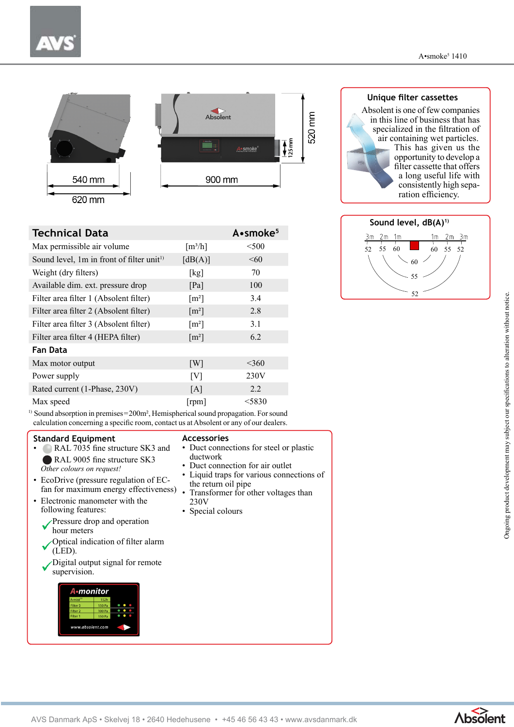A•smoke[5] 1410

540 mm

620 mm

900 mm

520 mm

125 mm

## Unique filter cassettes

Absolent is one of few companies in this line of business that has specialized in the filtration of air containing wet particles. This has given us the opportunity to develop a filter cassette that offers a long useful life with consistently high separation efficiency.

## Sound level, dB(A)[1)]

3m 2m 1m 1m 2m 3m

52 55 60 60 55 52

60

55

52

## Technical Data

| Technical Data | | A•smoke[5] |
|---|---|---|
| Max permissible air volume | [m³/h] | <500 |
| Sound level, 1m in front of filter unit[1)] | [dB(A)] | <60 |
| Weight (dry filters) | [kg] | 70 |
| Available dim. ext. pressure drop | [Pa] | 100 |
| Filter area filter 1 (Absolent filter) | [m²] | 3.4 |
| Filter area filter 2 (Absolent filter) | [m²] | 2.8 |
| Filter area filter 3 (Absolent filter) | [m²] | 3.1 |
| Filter area filter 4 (HEPA filter) | [m²] | 6.2 |
| **Fan Data** | | |
| Max motor output | [W] | <360 |
| Power supply | [V] | 230V |
| Rated current (1-Phase, 230V) | [A] | 2.2 |
| Max speed | [rpm] | <5830 |

[1)] Sound absorption in premises=200m², Hemispherical sound propagation. For sound calculation concerning a specific room, contact us at Absolent or any of our dealers.

## Standard Equipment

- RAL 7035 fine structure SK3 and
  RAL 9005 fine structure SK3
  *Other colours on request!*
- EcoDrive (pressure regulation of EC-fan for maximum energy effectiveness)
- Electronic manometer with the following features:
  - ✓ Pressure drop and operation hour meters
  - ✓ Optical indication of filter alarm (LED).
  - ✓ Digital output signal for remote supervision.

## Accessories

- Duct connections for steel or plastic ductwork
- Duct connection for air outlet
- Liquid traps for various connections of the return oil pipe
- Transformer for other voltages than 230V
- Special colours

Ongoing product development may subject our specifications to alteration without notice.

AVS Danmark ApS • Skelvej 18 • 2640 Hedehusene • +45 46 56 43 43 • www.avsdanmark.dk